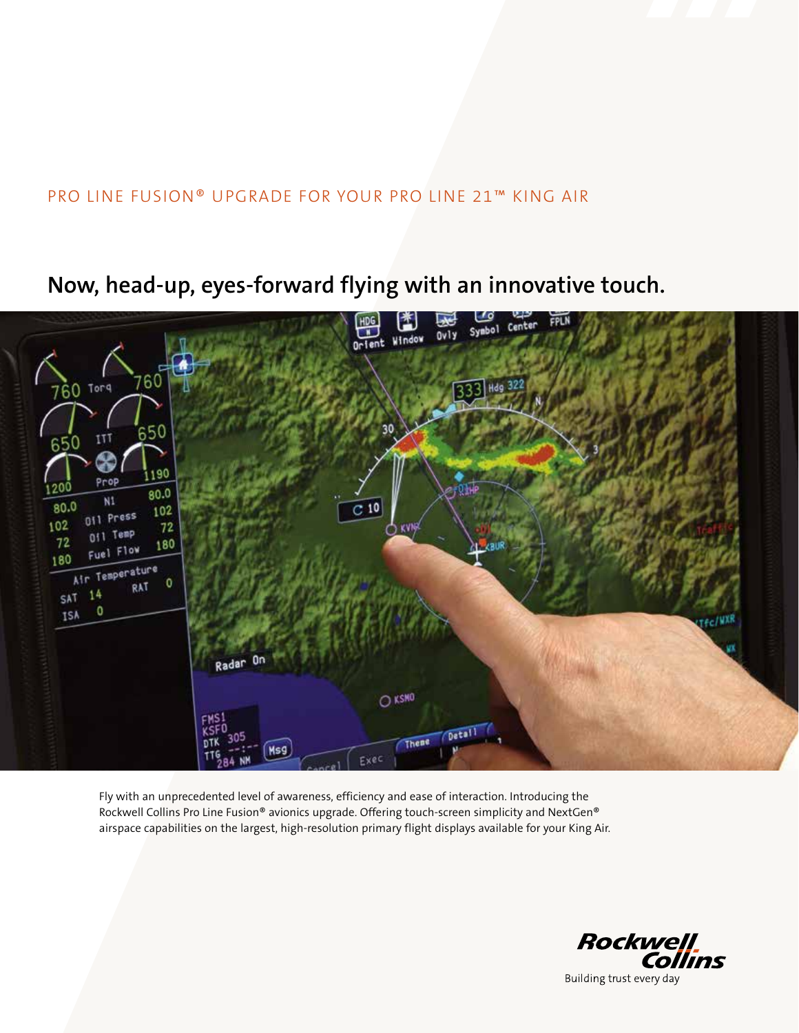PRO LINE FUSION® UPGRADE FOR YOUR PRO LINE 21™ KING AIR

# Now, head-up, eyes-forward flying with an innovative touch.

Fly with an unprecedented level of awareness, efficiency and ease of interaction. Introducing the Rockwell Collins Pro Line Fusion® avionics upgrade. Offering touch-screen simplicity and NextGen® airspace capabilities on the largest, high-resolution primary flight displays available for your King Air.

Rockwell Collins

Building trust every day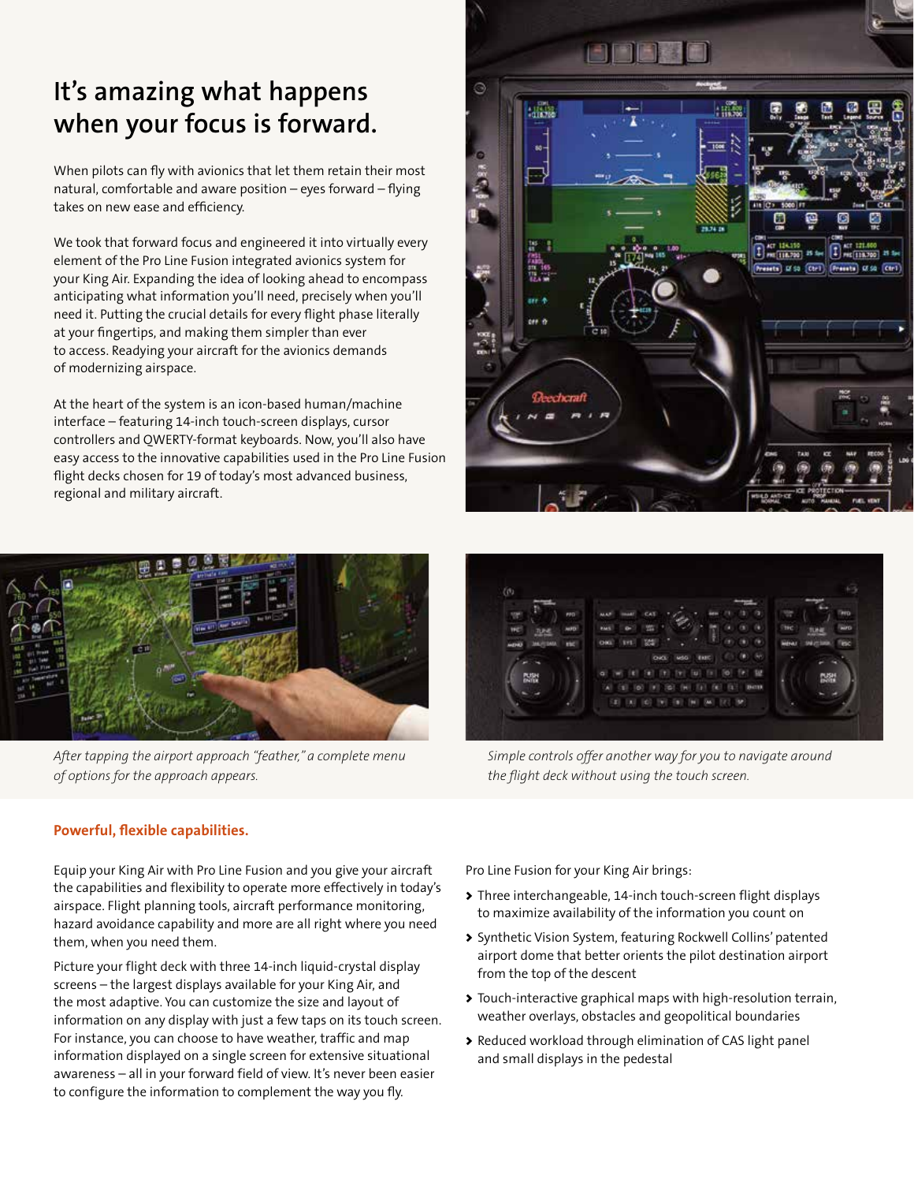# It's amazing what happens when your focus is forward.

When pilots can fly with avionics that let them retain their most natural, comfortable and aware position – eyes forward – flying takes on new ease and efficiency.

We took that forward focus and engineered it into virtually every element of the Pro Line Fusion integrated avionics system for your King Air. Expanding the idea of looking ahead to encompass anticipating what information you'll need, precisely when you'll need it. Putting the crucial details for every flight phase literally at your fingertips, and making them simpler than ever to access. Readying your aircraft for the avionics demands of modernizing airspace.

At the heart of the system is an icon-based human/machine interface – featuring 14-inch touch-screen displays, cursor controllers and QWERTY-format keyboards. Now, you'll also have easy access to the innovative capabilities used in the Pro Line Fusion flight decks chosen for 19 of today's most advanced business, regional and military aircraft.

*After tapping the airport approach "feather," a complete menu of options for the approach appears.*

*Simple controls offer another way for you to navigate around the flight deck without using the touch screen.*

## Powerful, flexible capabilities.

Equip your King Air with Pro Line Fusion and you give your aircraft the capabilities and flexibility to operate more effectively in today's airspace. Flight planning tools, aircraft performance monitoring, hazard avoidance capability and more are all right where you need them, when you need them.

Picture your flight deck with three 14-inch liquid-crystal display screens – the largest displays available for your King Air, and the most adaptive. You can customize the size and layout of information on any display with just a few taps on its touch screen. For instance, you can choose to have weather, traffic and map information displayed on a single screen for extensive situational awareness – all in your forward field of view. It's never been easier to configure the information to complement the way you fly.

Pro Line Fusion for your King Air brings:

- Three interchangeable, 14-inch touch-screen flight displays to maximize availability of the information you count on
- Synthetic Vision System, featuring Rockwell Collins' patented airport dome that better orients the pilot destination airport from the top of the descent
- Touch-interactive graphical maps with high-resolution terrain, weather overlays, obstacles and geopolitical boundaries
- Reduced workload through elimination of CAS light panel and small displays in the pedestal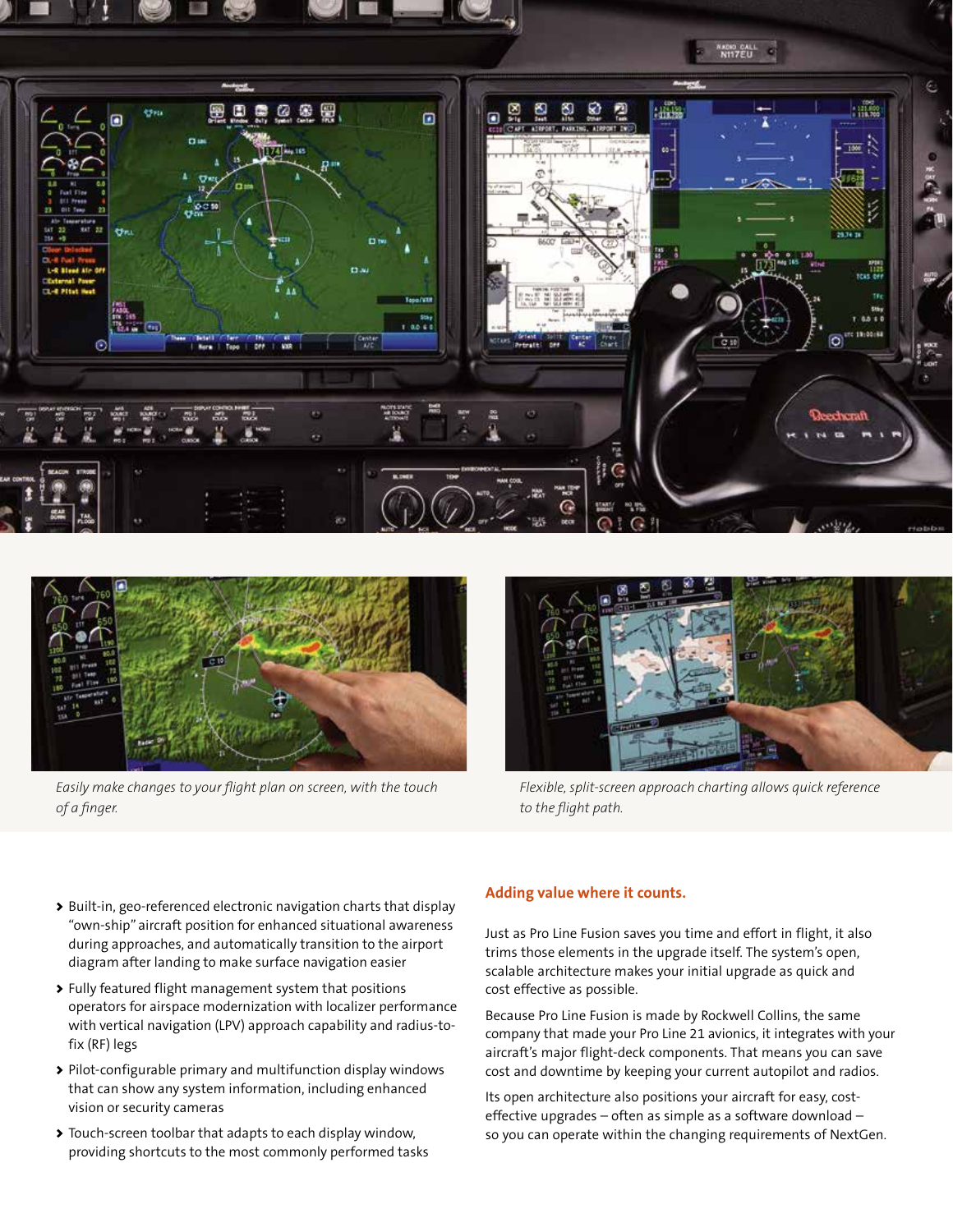*Easily make changes to your flight plan on screen, with the touch of a finger.*

*Flexible, split-screen approach charting allows quick reference to the flight path.*

- Built-in, geo-referenced electronic navigation charts that display "own-ship" aircraft position for enhanced situational awareness during approaches, and automatically transition to the airport diagram after landing to make surface navigation easier
- Fully featured flight management system that positions operators for airspace modernization with localizer performance with vertical navigation (LPV) approach capability and radius-to-fix (RF) legs
- Pilot-configurable primary and multifunction display windows that can show any system information, including enhanced vision or security cameras
- Touch-screen toolbar that adapts to each display window, providing shortcuts to the most commonly performed tasks

## Adding value where it counts.

Just as Pro Line Fusion saves you time and effort in flight, it also trims those elements in the upgrade itself. The system's open, scalable architecture makes your initial upgrade as quick and cost effective as possible.

Because Pro Line Fusion is made by Rockwell Collins, the same company that made your Pro Line 21 avionics, it integrates with your aircraft's major flight-deck components. That means you can save cost and downtime by keeping your current autopilot and radios.

Its open architecture also positions your aircraft for easy, cost-effective upgrades – often as simple as a software download – so you can operate within the changing requirements of NextGen.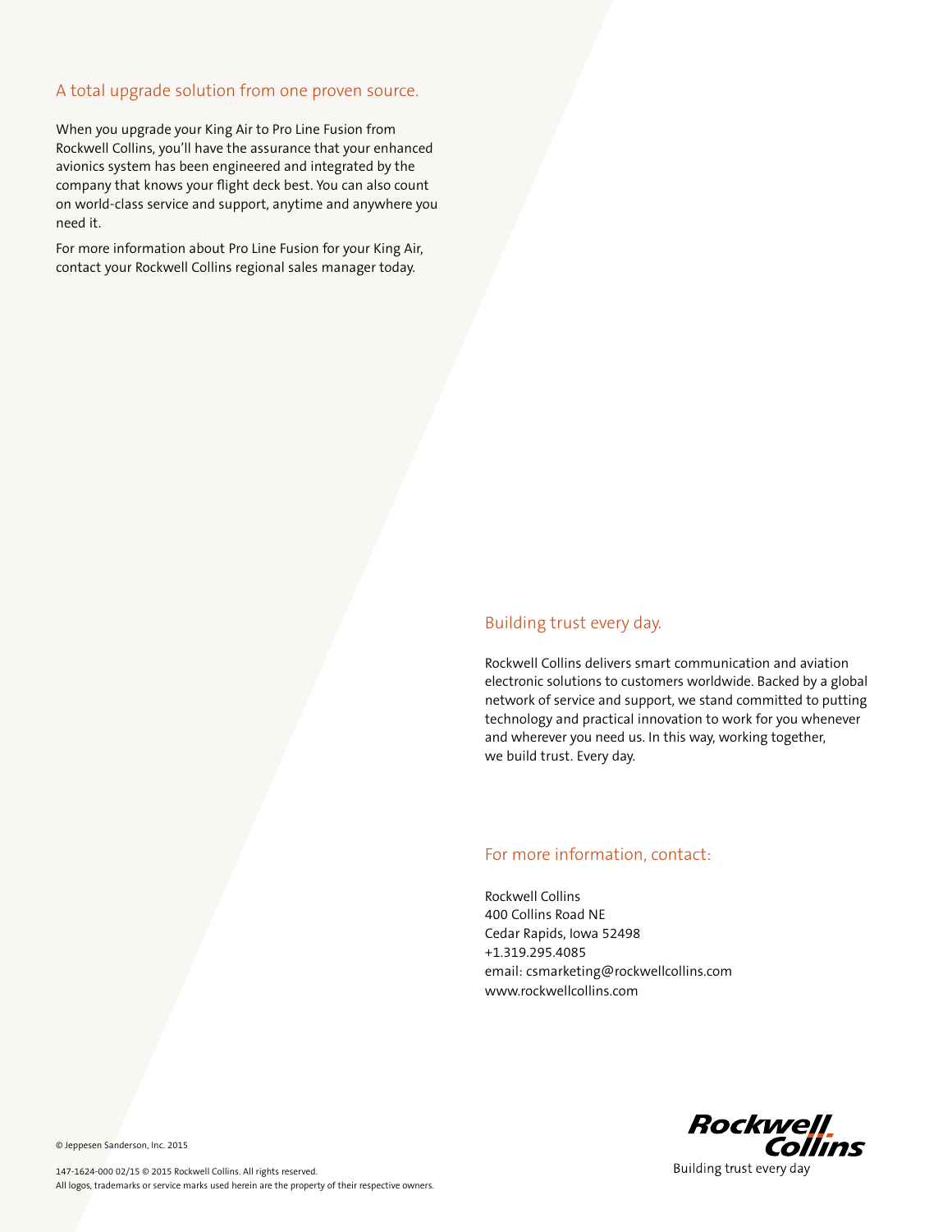## A total upgrade solution from one proven source.

When you upgrade your King Air to Pro Line Fusion from Rockwell Collins, you'll have the assurance that your enhanced avionics system has been engineered and integrated by the company that knows your flight deck best. You can also count on world-class service and support, anytime and anywhere you need it.

For more information about Pro Line Fusion for your King Air, contact your Rockwell Collins regional sales manager today.

## Building trust every day.

Rockwell Collins delivers smart communication and aviation electronic solutions to customers worldwide. Backed by a global network of service and support, we stand committed to putting technology and practical innovation to work for you whenever and wherever you need us. In this way, working together, we build trust. Every day.

## For more information, contact:

Rockwell Collins
400 Collins Road NE
Cedar Rapids, Iowa 52498
+1.319.295.4085
email: csmarketing@rockwellcollins.com
www.rockwellcollins.com

Rockwell Collins
Building trust every day

© Jeppesen Sanderson, Inc. 2015

147-1624-000 02/15 © 2015 Rockwell Collins. All rights reserved.
All logos, trademarks or service marks used herein are the property of their respective owners.